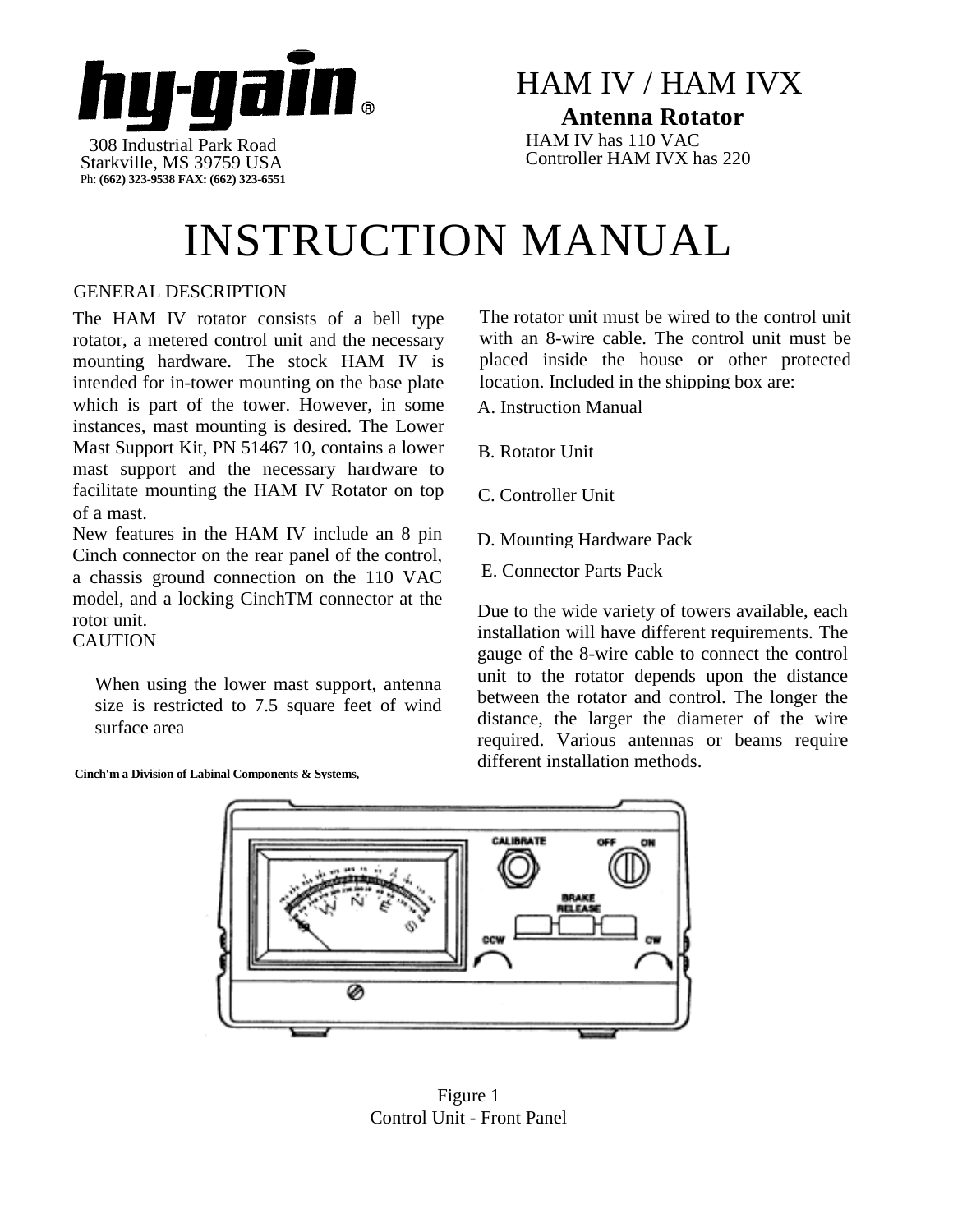hy-gain®

308 Industrial Park Road
Starkville, MS 39759 USA
Ph: (662) 323-9538 FAX: (662) 323-6551

# HAM IV / HAM IVX

**Antenna Rotator**

HAM IV has 110 VAC Controller HAM IVX has 220

# INSTRUCTION MANUAL

## GENERAL DESCRIPTION

The HAM IV rotator consists of a bell type rotator, a metered control unit and the necessary mounting hardware. The stock HAM IV is intended for in-tower mounting on the base plate which is part of the tower. However, in some instances, mast mounting is desired. The Lower Mast Support Kit, PN 51467 10, contains a lower mast support and the necessary hardware to facilitate mounting the HAM IV Rotator on top of a mast.

New features in the HAM IV include an 8 pin Cinch connector on the rear panel of the control, a chassis ground connection on the 110 VAC model, and a locking CinchTM connector at the rotor unit.

CAUTION

When using the lower mast support, antenna size is restricted to 7.5 square feet of wind surface area

**Cinch'm a Division of Labinal Components & Systems,**

The rotator unit must be wired to the control unit with an 8-wire cable. The control unit must be placed inside the house or other protected location. Included in the shipping box are:

A. Instruction Manual

B. Rotator Unit

C. Controller Unit

D. Mounting Hardware Pack

E. Connector Parts Pack

Due to the wide variety of towers available, each installation will have different requirements. The gauge of the 8-wire cable to connect the control unit to the rotator depends upon the distance between the rotator and control. The longer the distance, the larger the diameter of the wire required. Various antennas or beams require different installation methods.

Figure 1
Control Unit - Front Panel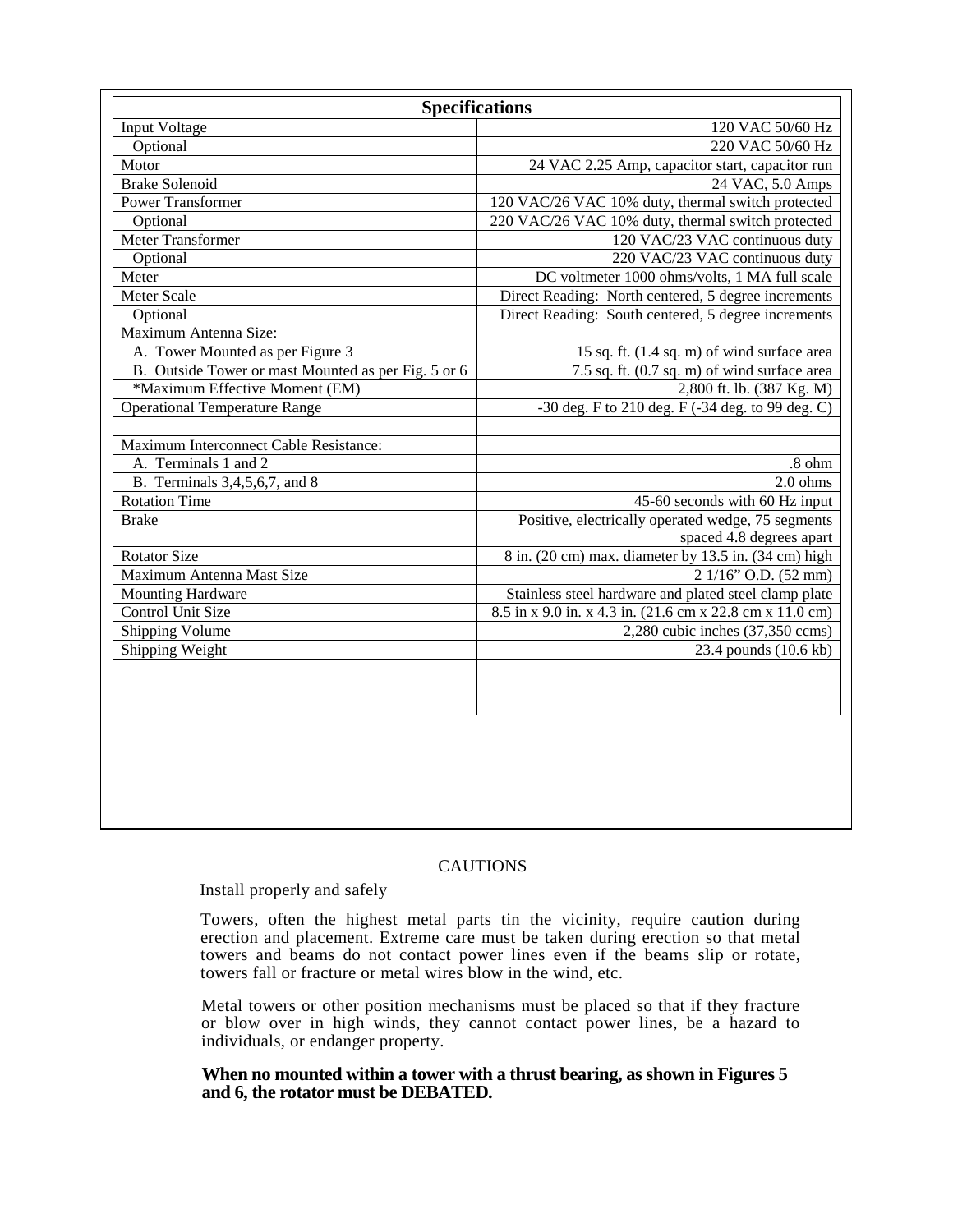| Specifications | |
|---|---|
| Input Voltage | 120 VAC 50/60 Hz |
| Optional | 220 VAC 50/60 Hz |
| Motor | 24 VAC 2.25 Amp, capacitor start, capacitor run |
| Brake Solenoid | 24 VAC, 5.0 Amps |
| Power Transformer | 120 VAC/26 VAC 10% duty, thermal switch protected |
| Optional | 220 VAC/26 VAC 10% duty, thermal switch protected |
| Meter Transformer | 120 VAC/23 VAC continuous duty |
| Optional | 220 VAC/23 VAC continuous duty |
| Meter | DC voltmeter 1000 ohms/volts, 1 MA full scale |
| Meter Scale | Direct Reading: North centered, 5 degree increments |
| Optional | Direct Reading: South centered, 5 degree increments |
| Maximum Antenna Size: | |
| A. Tower Mounted as per Figure 3 | 15 sq. ft. (1.4 sq. m) of wind surface area |
| B. Outside Tower or mast Mounted as per Fig. 5 or 6 | 7.5 sq. ft. (0.7 sq. m) of wind surface area |
| *Maximum Effective Moment (EM) | 2,800 ft. lb. (387 Kg. M) |
| Operational Temperature Range | -30 deg. F to 210 deg. F (-34 deg. to 99 deg. C) |
| | |
| Maximum Interconnect Cable Resistance: | |
| A. Terminals 1 and 2 | .8 ohm |
| B. Terminals 3,4,5,6,7, and 8 | 2.0 ohms |
| Rotation Time | 45-60 seconds with 60 Hz input |
| Brake | Positive, electrically operated wedge, 75 segments spaced 4.8 degrees apart |
| Rotator Size | 8 in. (20 cm) max. diameter by 13.5 in. (34 cm) high |
| Maximum Antenna Mast Size | 2 1/16" O.D. (52 mm) |
| Mounting Hardware | Stainless steel hardware and plated steel clamp plate |
| Control Unit Size | 8.5 in x 9.0 in. x 4.3 in. (21.6 cm x 22.8 cm x 11.0 cm) |
| Shipping Volume | 2,280 cubic inches (37,350 ccms) |
| Shipping Weight | 23.4 pounds (10.6 kb) |
| | |
| | |
| | |

## CAUTIONS

Install properly and safely

Towers, often the highest metal parts tin the vicinity, require caution during erection and placement. Extreme care must be taken during erection so that metal towers and beams do not contact power lines even if the beams slip or rotate, towers fall or fracture or metal wires blow in the wind, etc.

Metal towers or other position mechanisms must be placed so that if they fracture or blow over in high winds, they cannot contact power lines, be a hazard to individuals, or endanger property.

**When no mounted within a tower with a thrust bearing, as shown in Figures 5 and 6, the rotator must be DEBATED.**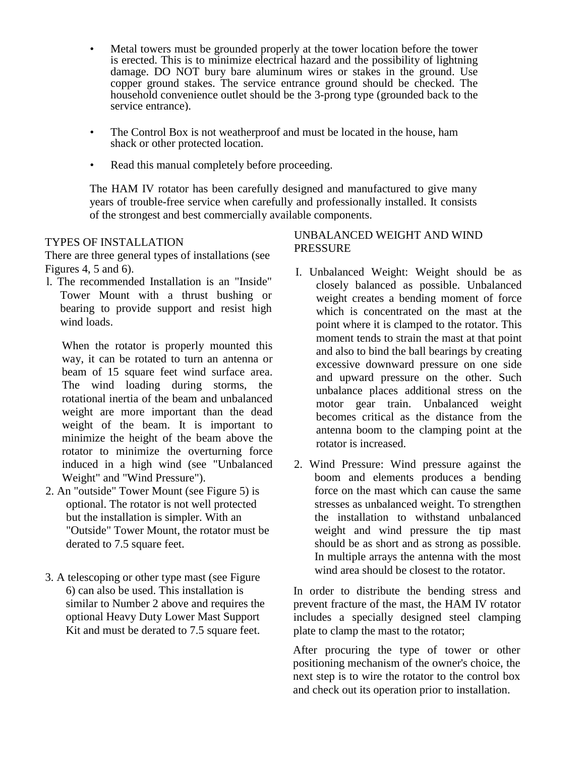- Metal towers must be grounded properly at the tower location before the tower is erected. This is to minimize electrical hazard and the possibility of lightning damage. DO NOT bury bare aluminum wires or stakes in the ground. Use copper ground stakes. The service entrance ground should be checked. The household convenience outlet should be the 3-prong type (grounded back to the service entrance).
- The Control Box is not weatherproof and must be located in the house, ham shack or other protected location.
- Read this manual completely before proceeding.

The HAM IV rotator has been carefully designed and manufactured to give many years of trouble-free service when carefully and professionally installed. It consists of the strongest and best commercially available components.

## TYPES OF INSTALLATION

There are three general types of installations (see Figures 4, 5 and 6).

1. The recommended Installation is an "Inside" Tower Mount with a thrust bushing or bearing to provide support and resist high wind loads.

   When the rotator is properly mounted this way, it can be rotated to turn an antenna or beam of 15 square feet wind surface area. The wind loading during storms, the rotational inertia of the beam and unbalanced weight are more important than the dead weight of the beam. It is important to minimize the height of the beam above the rotator to minimize the overturning force induced in a high wind (see "Unbalanced Weight" and "Wind Pressure").

2. An "outside" Tower Mount (see Figure 5) is optional. The rotator is not well protected but the installation is simpler. With an "Outside" Tower Mount, the rotator must be derated to 7.5 square feet.

3. A telescoping or other type mast (see Figure 6) can also be used. This installation is similar to Number 2 above and requires the optional Heavy Duty Lower Mast Support Kit and must be derated to 7.5 square feet.

## UNBALANCED WEIGHT AND WIND PRESSURE

1. Unbalanced Weight: Weight should be as closely balanced as possible. Unbalanced weight creates a bending moment of force which is concentrated on the mast at the point where it is clamped to the rotator. This moment tends to strain the mast at that point and also to bind the ball bearings by creating excessive downward pressure on one side and upward pressure on the other. Such unbalance places additional stress on the motor gear train. Unbalanced weight becomes critical as the distance from the antenna boom to the clamping point at the rotator is increased.

2. Wind Pressure: Wind pressure against the boom and elements produces a bending force on the mast which can cause the same stresses as unbalanced weight. To strengthen the installation to withstand unbalanced weight and wind pressure the tip mast should be as short and as strong as possible. In multiple arrays the antenna with the most wind area should be closest to the rotator.

In order to distribute the bending stress and prevent fracture of the mast, the HAM IV rotator includes a specially designed steel clamping plate to clamp the mast to the rotator;

After procuring the type of tower or other positioning mechanism of the owner's choice, the next step is to wire the rotator to the control box and check out its operation prior to installation.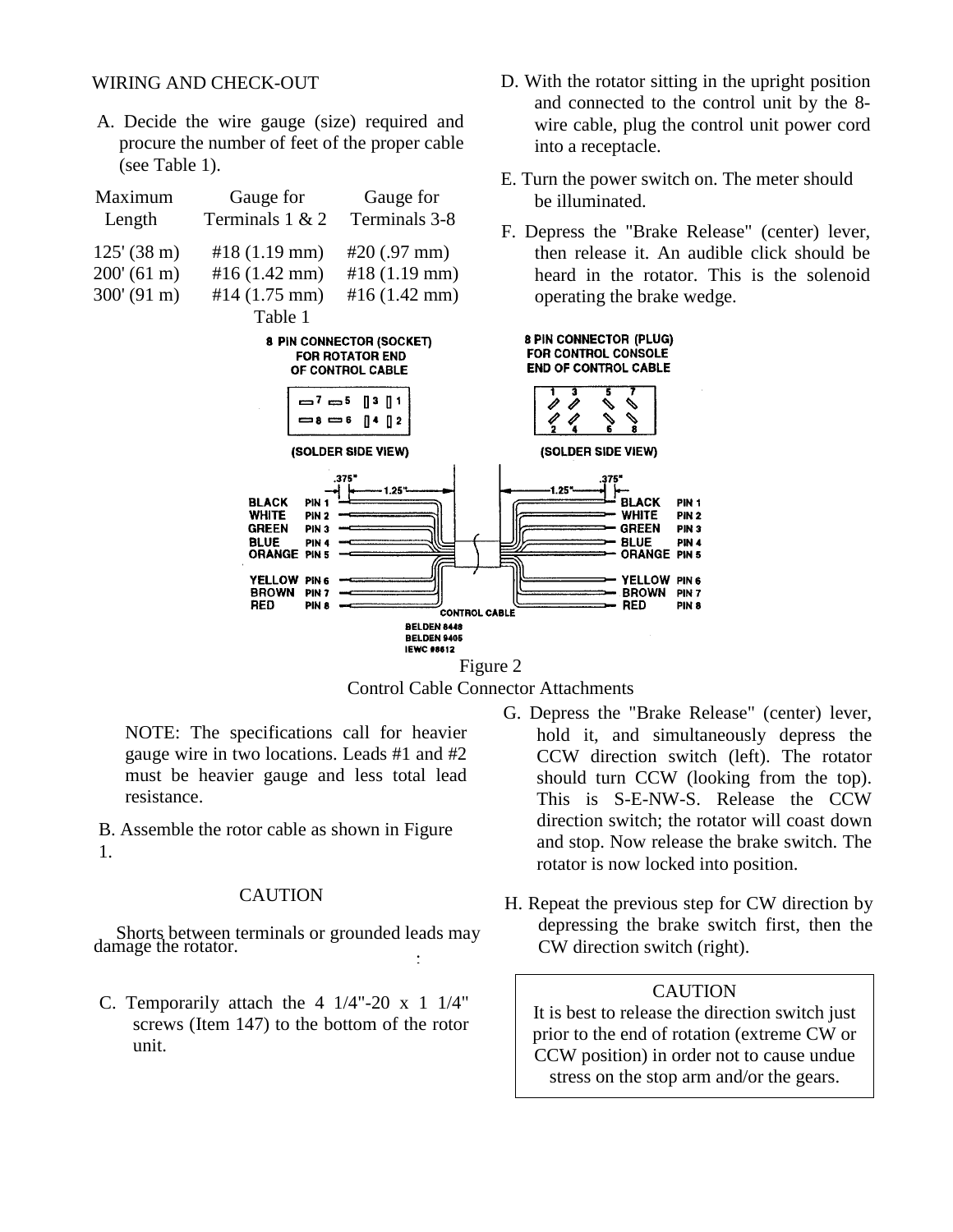## WIRING AND CHECK-OUT

A. Decide the wire gauge (size) required and procure the number of feet of the proper cable (see Table 1).

| Maximum Length | Gauge for Terminals 1 & 2 | Gauge for Terminals 3-8 |
|---|---|---|
| 125' (38 m) | #18 (1.19 mm) | #20 (.97 mm) |
| 200' (61 m) | #16 (1.42 mm) | #18 (1.19 mm) |
| 300' (91 m) | #14 (1.75 mm) | #16 (1.42 mm) |

Table 1

NOTE: The specifications call for heavier gauge wire in two locations. Leads #1 and #2 must be heavier gauge and less total lead resistance.

B. Assemble the rotor cable as shown in Figure 1.

CAUTION

Shorts between terminals or grounded leads may damage the rotator.

C. Temporarily attach the 4 1/4"-20 x 1 1/4" screws (Item 147) to the bottom of the rotor unit.

D. With the rotator sitting in the upright position and connected to the control unit by the 8-wire cable, plug the control unit power cord into a receptacle.

E. Turn the power switch on. The meter should be illuminated.

F. Depress the "Brake Release" (center) lever, then release it. An audible click should be heard in the rotator. This is the solenoid operating the brake wedge.

8 PIN CONNECTOR (SOCKET) FOR ROTATOR END OF CONTROL CABLE

(SOLDER SIDE VIEW)

8 PIN CONNECTOR (PLUG) FOR CONTROL CONSOLE END OF CONTROL CABLE

(SOLDER SIDE VIEW)

| Color | Pin |
|---|---|
| BLACK | PIN 1 |
| WHITE | PIN 2 |
| GREEN | PIN 3 |
| BLUE | PIN 4 |
| ORANGE | PIN 5 |
| YELLOW | PIN 6 |
| BROWN | PIN 7 |
| RED | PIN 8 |

.375" 1.25"

CONTROL CABLE BELDEN 8448 BELDEN 9405 IEWC #8612

Figure 2
Control Cable Connector Attachments

G. Depress the "Brake Release" (center) lever, hold it, and simultaneously depress the CCW direction switch (left). The rotator should turn CCW (looking from the top). This is S-E-NW-S. Release the CCW direction switch; the rotator will coast down and stop. Now release the brake switch. The rotator is now locked into position.

H. Repeat the previous step for CW direction by depressing the brake switch first, then the CW direction switch (right).

CAUTION
It is best to release the direction switch just prior to the end of rotation (extreme CW or CCW position) in order not to cause undue stress on the stop arm and/or the gears.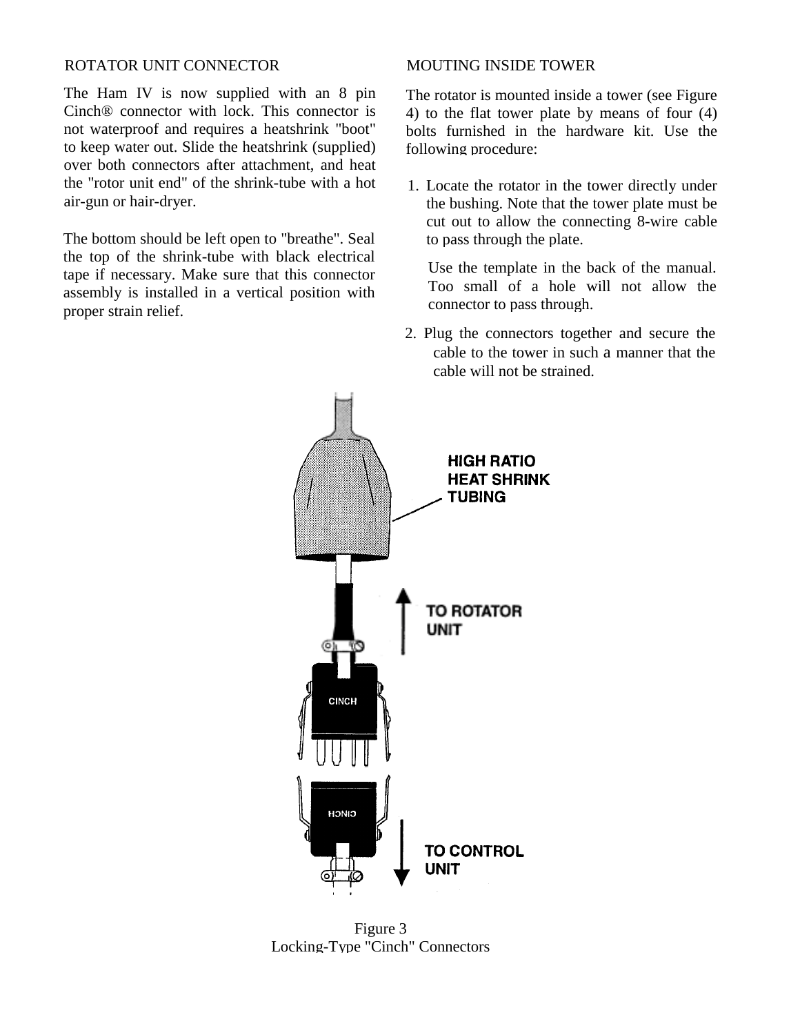## ROTATOR UNIT CONNECTOR

The Ham IV is now supplied with an 8 pin Cinch® connector with lock. This connector is not waterproof and requires a heatshrink "boot" to keep water out. Slide the heatshrink (supplied) over both connectors after attachment, and heat the "rotor unit end" of the shrink-tube with a hot air-gun or hair-dryer.

The bottom should be left open to "breathe". Seal the top of the shrink-tube with black electrical tape if necessary. Make sure that this connector assembly is installed in a vertical position with proper strain relief.

## MOUTING INSIDE TOWER

The rotator is mounted inside a tower (see Figure 4) to the flat tower plate by means of four (4) bolts furnished in the hardware kit. Use the following procedure:

1. Locate the rotator in the tower directly under the bushing. Note that the tower plate must be cut out to allow the connecting 8-wire cable to pass through the plate.

   Use the template in the back of the manual. Too small of a hole will not allow the connector to pass through.

2. Plug the connectors together and secure the cable to the tower in such a manner that the cable will not be strained.

HIGH RATIO HEAT SHRINK TUBING

TO ROTATOR UNIT

TO CONTROL UNIT

Figure 3
Locking-Type "Cinch" Connectors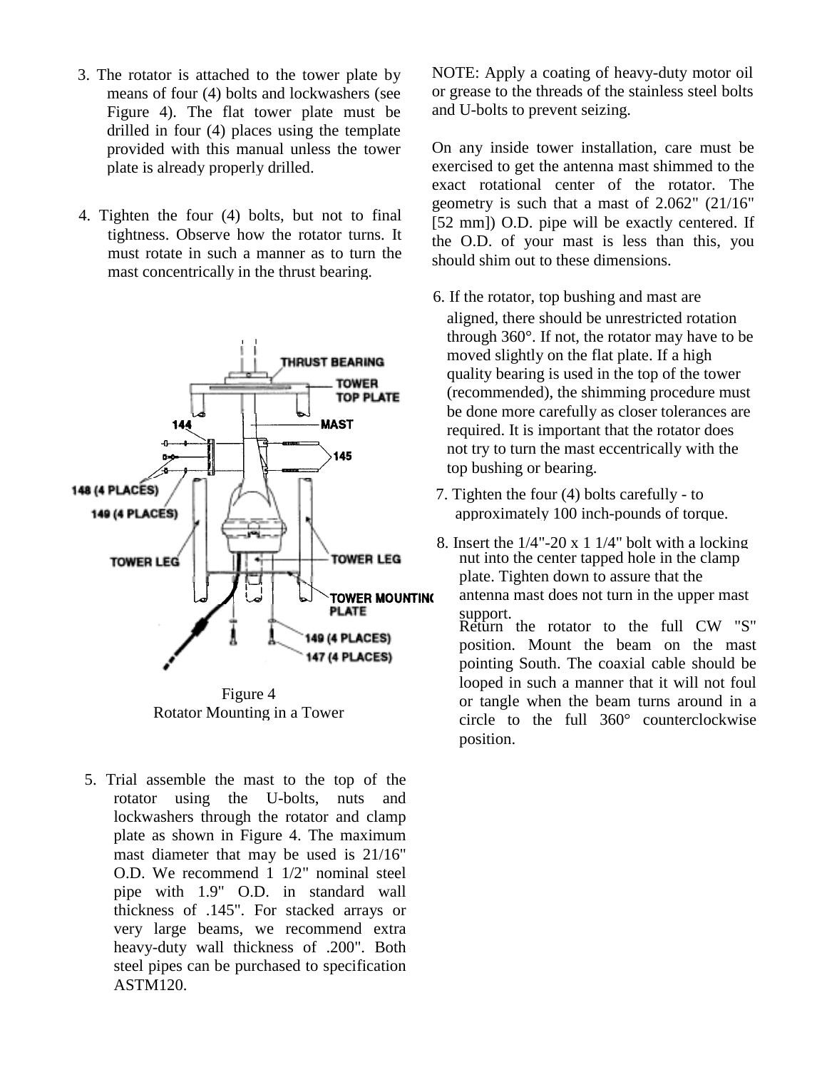3. The rotator is attached to the tower plate by means of four (4) bolts and lockwashers (see Figure 4). The flat tower plate must be drilled in four (4) places using the template provided with this manual unless the tower plate is already properly drilled.

4. Tighten the four (4) bolts, but not to final tightness. Observe how the rotator turns. It must rotate in such a manner as to turn the mast concentrically in the thrust bearing.

Figure 4
Rotator Mounting in a Tower

5. Trial assemble the mast to the top of the rotator using the U-bolts, nuts and lockwashers through the rotator and clamp plate as shown in Figure 4. The maximum mast diameter that may be used is 21/16" O.D. We recommend 1 1/2" nominal steel pipe with 1.9" O.D. in standard wall thickness of .145". For stacked arrays or very large beams, we recommend extra heavy-duty wall thickness of .200". Both steel pipes can be purchased to specification ASTM120.

NOTE: Apply a coating of heavy-duty motor oil or grease to the threads of the stainless steel bolts and U-bolts to prevent seizing.

On any inside tower installation, care must be exercised to get the antenna mast shimmed to the exact rotational center of the rotator. The geometry is such that a mast of 2.062" (21/16" [52 mm]) O.D. pipe will be exactly centered. If the O.D. of your mast is less than this, you should shim out to these dimensions.

6. If the rotator, top bushing and mast are aligned, there should be unrestricted rotation through 360°. If not, the rotator may have to be moved slightly on the flat plate. If a high quality bearing is used in the top of the tower (recommended), the shimming procedure must be done more carefully as closer tolerances are required. It is important that the rotator does not try to turn the mast eccentrically with the top bushing or bearing.

7. Tighten the four (4) bolts carefully - to approximately 100 inch-pounds of torque.

8. Insert the 1/4"-20 x 1 1/4" bolt with a locking nut into the center tapped hole in the clamp plate. Tighten down to assure that the antenna mast does not turn in the upper mast support.
   Return the rotator to the full CW "S" position. Mount the beam on the mast pointing South. The coaxial cable should be looped in such a manner that it will not foul or tangle when the beam turns around in a circle to the full 360° counterclockwise position.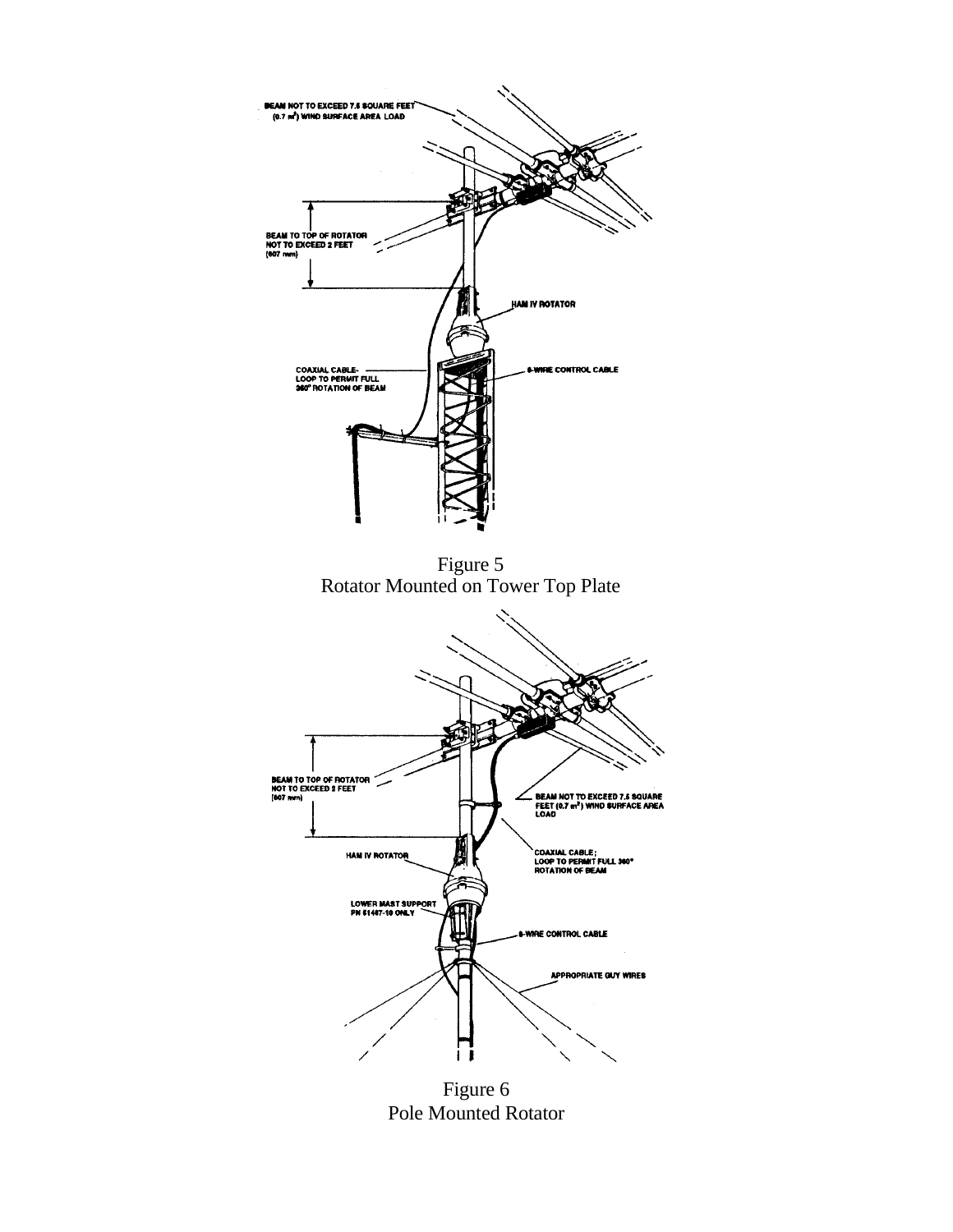BEAM NOT TO EXCEED 7.5 SQUARE FEET (0.7 $m^2$) WIND SURFACE AREA LOAD

BEAM TO TOP OF ROTATOR NOT TO EXCEED 2 FEET (607 mm)

HAM IV ROTATOR

COAXIAL CABLE- LOOP TO PERMIT FULL 360° ROTATION OF BEAM

8-WIRE CONTROL CABLE

Figure 5
Rotator Mounted on Tower Top Plate

BEAM TO TOP OF ROTATOR NOT TO EXCEED 2 FEET (607 mm)

BEAM NOT TO EXCEED 7.5 SQUARE FEET (0.7 $m^2$) WIND SURFACE AREA LOAD

HAM IV ROTATOR

COAXIAL CABLE; LOOP TO PERMIT FULL 360° ROTATION OF BEAM

LOWER MAST SUPPORT PN 51467-10 ONLY

8-WIRE CONTROL CABLE

APPROPRIATE GUY WIRES

Figure 6
Pole Mounted Rotator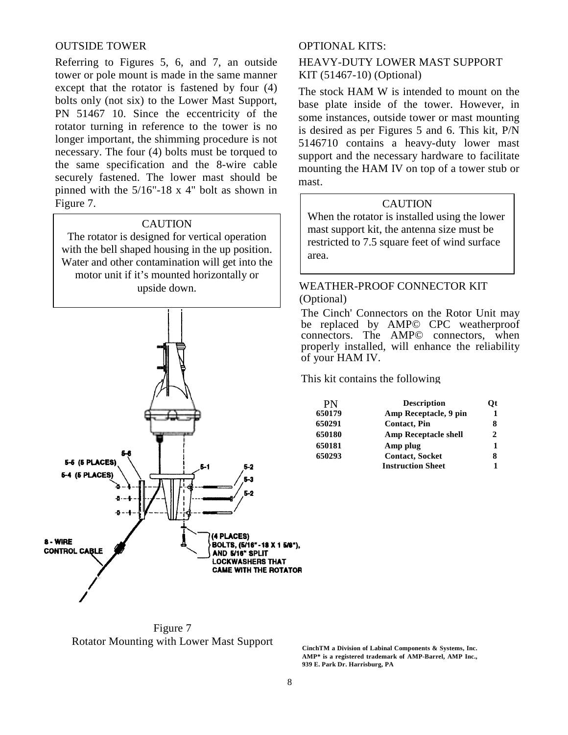## OUTSIDE TOWER

Referring to Figures 5, 6, and 7, an outside tower or pole mount is made in the same manner except that the rotator is fastened by four (4) bolts only (not six) to the Lower Mast Support, PN 51467 10. Since the eccentricity of the rotator turning in reference to the tower is no longer important, the shimming procedure is not necessary. The four (4) bolts must be torqued to the same specification and the 8-wire cable securely fastened. The lower mast should be pinned with the 5/16"-18 x 4" bolt as shown in Figure 7.

> CAUTION
>
> The rotator is designed for vertical operation with the bell shaped housing in the up position. Water and other contamination will get into the motor unit if it's mounted horizontally or upside down.

Figure 7
Rotator Mounting with Lower Mast Support

## OPTIONAL KITS:

### HEAVY-DUTY LOWER MAST SUPPORT KIT (51467-10) (Optional)

The stock HAM W is intended to mount on the base plate inside of the tower. However, in some instances, outside tower or mast mounting is desired as per Figures 5 and 6. This kit, P/N 5146710 contains a heavy-duty lower mast support and the necessary hardware to facilitate mounting the HAM IV on top of a tower stub or mast.

> CAUTION
>
> When the rotator is installed using the lower mast support kit, the antenna size must be restricted to 7.5 square feet of wind surface area.

### WEATHER-PROOF CONNECTOR KIT (Optional)

The Cinch' Connectors on the Rotor Unit may be replaced by AMP© CPC weatherproof connectors. The AMP© connectors, when properly installed, will enhance the reliability of your HAM IV.

This kit contains the following

| PN | Description | Qt |
|---|---|---|
| 650179 | Amp Receptacle, 9 pin | 1 |
| 650291 | Contact, Pin | 8 |
| 650180 | Amp Receptacle shell | 2 |
| 650181 | Amp plug | 1 |
| 650293 | Contact, Socket | 8 |
| | Instruction Sheet | 1 |

**CinchTM a Division of Labinal Components & Systems, Inc.**
**AMP* is a registered trademark of AMP-Barrel, AMP Inc., 939 E. Park Dr. Harrisburg, PA**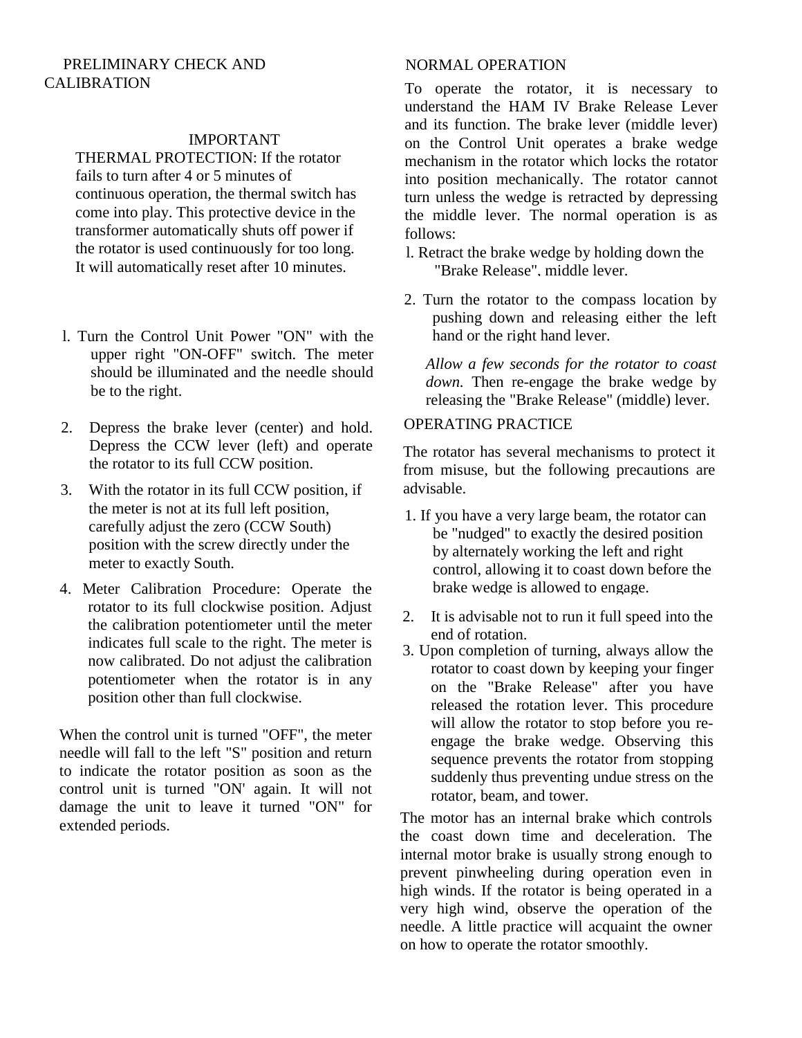## PRELIMINARY CHECK AND CALIBRATION

### IMPORTANT

THERMAL PROTECTION: If the rotator fails to turn after 4 or 5 minutes of continuous operation, the thermal switch has come into play. This protective device in the transformer automatically shuts off power if the rotator is used continuously for too long. It will automatically reset after 10 minutes.

1. Turn the Control Unit Power "ON" with the upper right "ON-OFF" switch. The meter should be illuminated and the needle should be to the right.
2. Depress the brake lever (center) and hold. Depress the CCW lever (left) and operate the rotator to its full CCW position.
3. With the rotator in its full CCW position, if the meter is not at its full left position, carefully adjust the zero (CCW South) position with the screw directly under the meter to exactly South.
4. Meter Calibration Procedure: Operate the rotator to its full clockwise position. Adjust the calibration potentiometer until the meter indicates full scale to the right. The meter is now calibrated. Do not adjust the calibration potentiometer when the rotator is in any position other than full clockwise.

When the control unit is turned "OFF", the meter needle will fall to the left "S" position and return to indicate the rotator position as soon as the control unit is turned "ON' again. It will not damage the unit to leave it turned "ON" for extended periods.

## NORMAL OPERATION

To operate the rotator, it is necessary to understand the HAM IV Brake Release Lever and its function. The brake lever (middle lever) on the Control Unit operates a brake wedge mechanism in the rotator which locks the rotator into position mechanically. The rotator cannot turn unless the wedge is retracted by depressing the middle lever. The normal operation is as follows:

1. Retract the brake wedge by holding down the "Brake Release", middle lever.
2. Turn the rotator to the compass location by pushing down and releasing either the left hand or the right hand lever.

   *Allow a few seconds for the rotator to coast down.* Then re-engage the brake wedge by releasing the "Brake Release" (middle) lever.

## OPERATING PRACTICE

The rotator has several mechanisms to protect it from misuse, but the following precautions are advisable.

1. If you have a very large beam, the rotator can be "nudged" to exactly the desired position by alternately working the left and right control, allowing it to coast down before the brake wedge is allowed to engage.
2. It is advisable not to run it full speed into the end of rotation.
3. Upon completion of turning, always allow the rotator to coast down by keeping your finger on the "Brake Release" after you have released the rotation lever. This procedure will allow the rotator to stop before you re-engage the brake wedge. Observing this sequence prevents the rotator from stopping suddenly thus preventing undue stress on the rotator, beam, and tower.

The motor has an internal brake which controls the coast down time and deceleration. The internal motor brake is usually strong enough to prevent pinwheeling during operation even in high winds. If the rotator is being operated in a very high wind, observe the operation of the needle. A little practice will acquaint the owner on how to operate the rotator smoothly.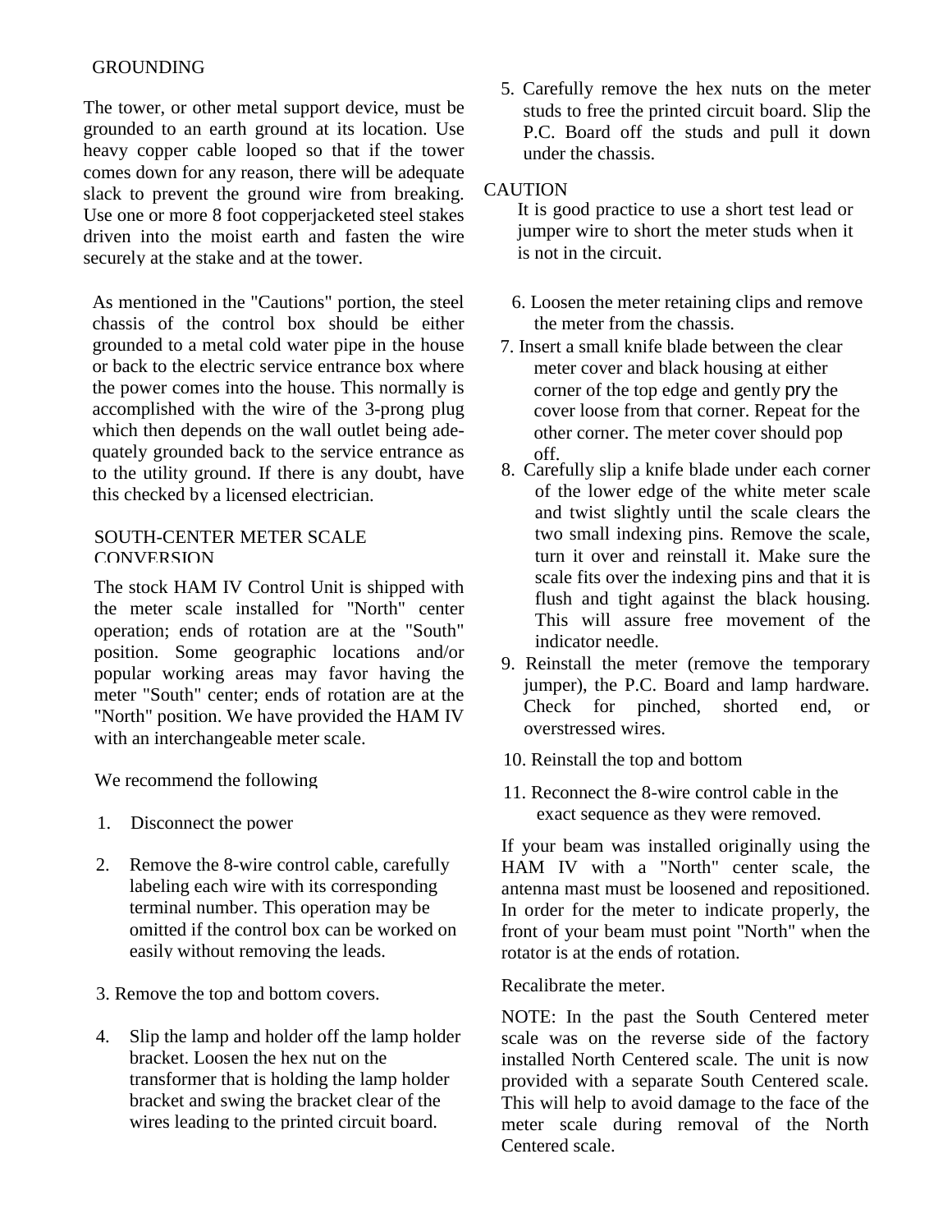## GROUNDING

The tower, or other metal support device, must be grounded to an earth ground at its location. Use heavy copper cable looped so that if the tower comes down for any reason, there will be adequate slack to prevent the ground wire from breaking. Use one or more 8 foot copperjacketed steel stakes driven into the moist earth and fasten the wire securely at the stake and at the tower.

As mentioned in the "Cautions" portion, the steel chassis of the control box should be either grounded to a metal cold water pipe in the house or back to the electric service entrance box where the power comes into the house. This normally is accomplished with the wire of the 3-prong plug which then depends on the wall outlet being adequately grounded back to the service entrance as to the utility ground. If there is any doubt, have this checked by a licensed electrician.

## SOUTH-CENTER METER SCALE CONVERSION

The stock HAM IV Control Unit is shipped with the meter scale installed for "North" center operation; ends of rotation are at the "South" position. Some geographic locations and/or popular working areas may favor having the meter "South" center; ends of rotation are at the "North" position. We have provided the HAM IV with an interchangeable meter scale.

We recommend the following

1. Disconnect the power
2. Remove the 8-wire control cable, carefully labeling each wire with its corresponding terminal number. This operation may be omitted if the control box can be worked on easily without removing the leads.
3. Remove the top and bottom covers.
4. Slip the lamp and holder off the lamp holder bracket. Loosen the hex nut on the transformer that is holding the lamp holder bracket and swing the bracket clear of the wires leading to the printed circuit board.
5. Carefully remove the hex nuts on the meter studs to free the printed circuit board. Slip the P.C. Board off the studs and pull it down under the chassis.

CAUTION
It is good practice to use a short test lead or jumper wire to short the meter studs when it is not in the circuit.

6. Loosen the meter retaining clips and remove the meter from the chassis.
7. Insert a small knife blade between the clear meter cover and black housing at either corner of the top edge and gently pry the cover loose from that corner. Repeat for the other corner. The meter cover should pop off.
8. Carefully slip a knife blade under each corner of the lower edge of the white meter scale and twist slightly until the scale clears the two small indexing pins. Remove the scale, turn it over and reinstall it. Make sure the scale fits over the indexing pins and that it is flush and tight against the black housing. This will assure free movement of the indicator needle.
9. Reinstall the meter (remove the temporary jumper), the P.C. Board and lamp hardware. Check for pinched, shorted end, or overstressed wires.
10. Reinstall the top and bottom
11. Reconnect the 8-wire control cable in the exact sequence as they were removed.

If your beam was installed originally using the HAM IV with a "North" center scale, the antenna mast must be loosened and repositioned. In order for the meter to indicate properly, the front of your beam must point "North" when the rotator is at the ends of rotation.

Recalibrate the meter.

NOTE: In the past the South Centered meter scale was on the reverse side of the factory installed North Centered scale. The unit is now provided with a separate South Centered scale. This will help to avoid damage to the face of the meter scale during removal of the North Centered scale.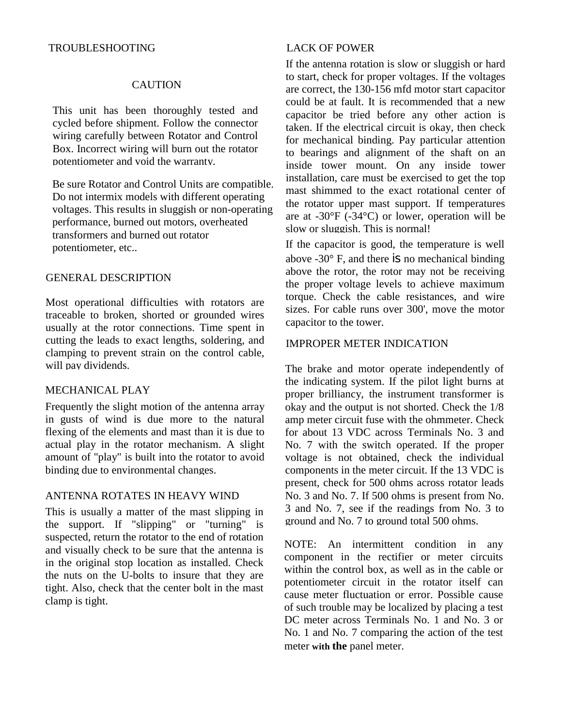## TROUBLESHOOTING

### CAUTION

This unit has been thoroughly tested and cycled before shipment. Follow the connector wiring carefully between Rotator and Control Box. Incorrect wiring will burn out the rotator potentiometer and void the warranty.

Be sure Rotator and Control Units are compatible. Do not intermix models with different operating voltages. This results in sluggish or non-operating performance, burned out motors, overheated transformers and burned out rotator potentiometer, etc..

### GENERAL DESCRIPTION

Most operational difficulties with rotators are traceable to broken, shorted or grounded wires usually at the rotor connections. Time spent in cutting the leads to exact lengths, soldering, and clamping to prevent strain on the control cable, will pay dividends.

### MECHANICAL PLAY

Frequently the slight motion of the antenna array in gusts of wind is due more to the natural flexing of the elements and mast than it is due to actual play in the rotator mechanism. A slight amount of "play" is built into the rotator to avoid binding due to environmental changes.

### ANTENNA ROTATES IN HEAVY WIND

This is usually a matter of the mast slipping in the support. If "slipping" or "turning" is suspected, return the rotator to the end of rotation and visually check to be sure that the antenna is in the original stop location as installed. Check the nuts on the U-bolts to insure that they are tight. Also, check that the center bolt in the mast clamp is tight.

### LACK OF POWER

If the antenna rotation is slow or sluggish or hard to start, check for proper voltages. If the voltages are correct, the 130-156 mfd motor start capacitor could be at fault. It is recommended that a new capacitor be tried before any other action is taken. If the electrical circuit is okay, then check for mechanical binding. Pay particular attention to bearings and alignment of the shaft on an inside tower mount. On any inside tower installation, care must be exercised to get the top mast shimmed to the exact rotational center of the rotator upper mast support. If temperatures are at -30°F (-34°C) or lower, operation will be slow or sluggish. This is normal!

If the capacitor is good, the temperature is well above -30° F, and there is no mechanical binding above the rotor, the rotor may not be receiving the proper voltage levels to achieve maximum torque. Check the cable resistances, and wire sizes. For cable runs over 300', move the motor capacitor to the tower.

### IMPROPER METER INDICATION

The brake and motor operate independently of the indicating system. If the pilot light burns at proper brilliancy, the instrument transformer is okay and the output is not shorted. Check the 1/8 amp meter circuit fuse with the ohmmeter. Check for about 13 VDC across Terminals No. 3 and No. 7 with the switch operated. If the proper voltage is not obtained, check the individual components in the meter circuit. If the 13 VDC is present, check for 500 ohms across rotator leads No. 3 and No. 7. If 500 ohms is present from No. 3 and No. 7, see if the readings from No. 3 to ground and No. 7 to ground total 500 ohms.

NOTE: An intermittent condition in any component in the rectifier or meter circuits within the control box, as well as in the cable or potentiometer circuit in the rotator itself can cause meter fluctuation or error. Possible cause of such trouble may be localized by placing a test DC meter across Terminals No. 1 and No. 3 or No. 1 and No. 7 comparing the action of the test meter with the panel meter.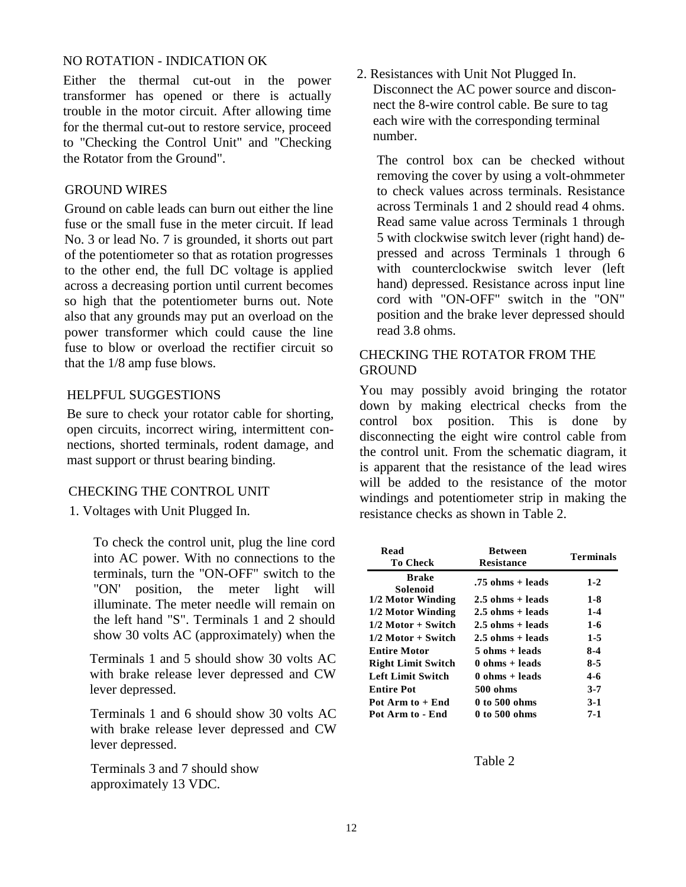## NO ROTATION - INDICATION OK

Either the thermal cut-out in the power transformer has opened or there is actually trouble in the motor circuit. After allowing time for the thermal cut-out to restore service, proceed to "Checking the Control Unit" and "Checking the Rotator from the Ground".

## GROUND WIRES

Ground on cable leads can burn out either the line fuse or the small fuse in the meter circuit. If lead No. 3 or lead No. 7 is grounded, it shorts out part of the potentiometer so that as rotation progresses to the other end, the full DC voltage is applied across a decreasing portion until current becomes so high that the potentiometer burns out. Note also that any grounds may put an overload on the power transformer which could cause the line fuse to blow or overload the rectifier circuit so that the 1/8 amp fuse blows.

## HELPFUL SUGGESTIONS

Be sure to check your rotator cable for shorting, open circuits, incorrect wiring, intermittent connections, shorted terminals, rodent damage, and mast support or thrust bearing binding.

## CHECKING THE CONTROL UNIT

1. Voltages with Unit Plugged In.

   To check the control unit, plug the line cord into AC power. With no connections to the terminals, turn the "ON-OFF" switch to the "ON' position, the meter light will illuminate. The meter needle will remain on the left hand "S". Terminals 1 and 2 should show 30 volts AC (approximately) when the

   Terminals 1 and 5 should show 30 volts AC with brake release lever depressed and CW lever depressed.

   Terminals 1 and 6 should show 30 volts AC with brake release lever depressed and CW lever depressed.

   Terminals 3 and 7 should show approximately 13 VDC.

2. Resistances with Unit Not Plugged In.
   Disconnect the AC power source and disconnect the 8-wire control cable. Be sure to tag each wire with the corresponding terminal number.

   The control box can be checked without removing the cover by using a volt-ohmmeter to check values across terminals. Resistance across Terminals 1 and 2 should read 4 ohms. Read same value across Terminals 1 through 5 with clockwise switch lever (right hand) depressed and across Terminals 1 through 6 with counterclockwise switch lever (left hand) depressed. Resistance across input line cord with "ON-OFF" switch in the "ON" position and the brake lever depressed should read 3.8 ohms.

## CHECKING THE ROTATOR FROM THE GROUND

You may possibly avoid bringing the rotator down by making electrical checks from the control box position. This is done by disconnecting the eight wire control cable from the control unit. From the schematic diagram, it is apparent that the resistance of the lead wires will be added to the resistance of the motor windings and potentiometer strip in making the resistance checks as shown in Table 2.

| Read To Check | Between Resistance | Terminals |
|---|---|---|
| Brake Solenoid | .75 ohms + leads | 1-2 |
| 1/2 Motor Winding | 2.5 ohms + leads | 1-8 |
| 1/2 Motor Winding | 2.5 ohms + leads | 1-4 |
| 1/2 Motor + Switch | 2.5 ohms + leads | 1-6 |
| 1/2 Motor + Switch | 2.5 ohms + leads | 1-5 |
| Entire Motor | 5 ohms + leads | 8-4 |
| Right Limit Switch | 0 ohms + leads | 8-5 |
| Left Limit Switch | 0 ohms + leads | 4-6 |
| Entire Pot | 500 ohms | 3-7 |
| Pot Arm to + End | 0 to 500 ohms | 3-1 |
| Pot Arm to - End | 0 to 500 ohms | 7-1 |

Table 2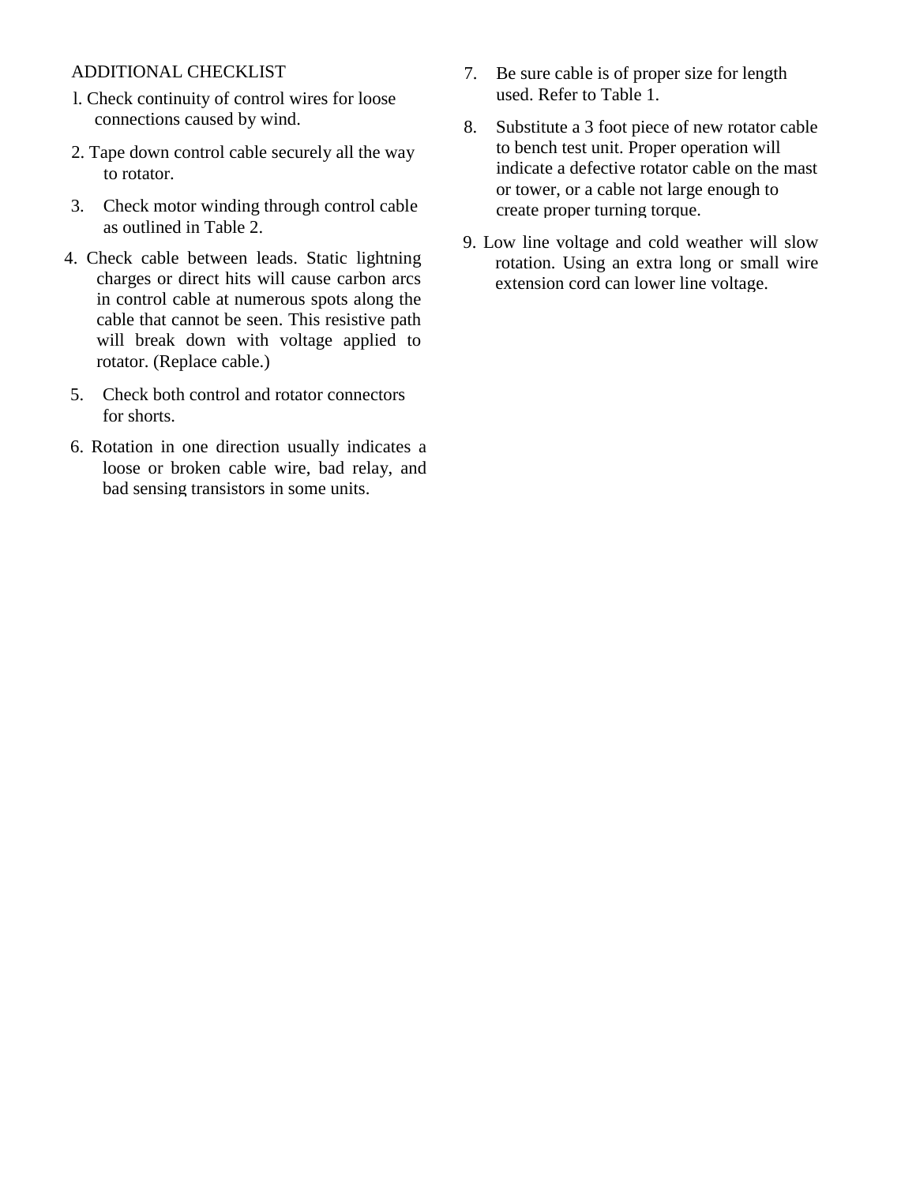## ADDITIONAL CHECKLIST

1. Check continuity of control wires for loose connections caused by wind.
2. Tape down control cable securely all the way to rotator.
3. Check motor winding through control cable as outlined in Table 2.
4. Check cable between leads. Static lightning charges or direct hits will cause carbon arcs in control cable at numerous spots along the cable that cannot be seen. This resistive path will break down with voltage applied to rotator. (Replace cable.)
5. Check both control and rotator connectors for shorts.
6. Rotation in one direction usually indicates a loose or broken cable wire, bad relay, and bad sensing transistors in some units.
7. Be sure cable is of proper size for length used. Refer to Table 1.
8. Substitute a 3 foot piece of new rotator cable to bench test unit. Proper operation will indicate a defective rotator cable on the mast or tower, or a cable not large enough to create proper turning torque.
9. Low line voltage and cold weather will slow rotation. Using an extra long or small wire extension cord can lower line voltage.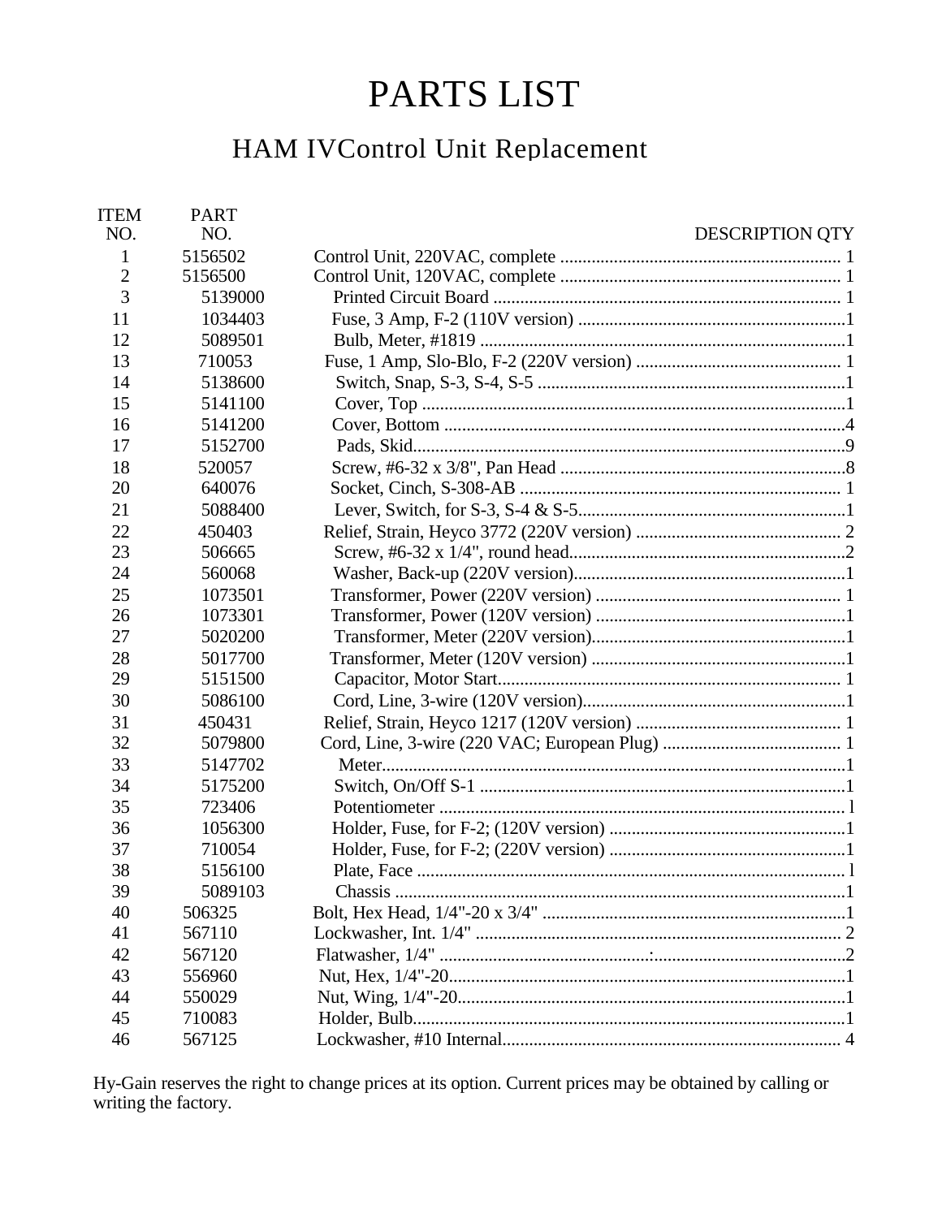# PARTS LIST

## HAM IVControl Unit Replacement

| ITEM NO. | PART NO. | DESCRIPTION | QTY |
|---|---|---|---|
| 1 | 5156502 | Control Unit, 220VAC, complete | 1 |
| 2 | 5156500 | Control Unit, 120VAC, complete | 1 |
| 3 | 5139000 | Printed Circuit Board | 1 |
| 11 | 1034403 | Fuse, 3 Amp, F-2 (110V version) | 1 |
| 12 | 5089501 | Bulb, Meter, #1819 | 1 |
| 13 | 710053 | Fuse, 1 Amp, Slo-Blo, F-2 (220V version) | 1 |
| 14 | 5138600 | Switch, Snap, S-3, S-4, S-5 | 1 |
| 15 | 5141100 | Cover, Top | 1 |
| 16 | 5141200 | Cover, Bottom | 4 |
| 17 | 5152700 | Pads, Skid | 9 |
| 18 | 520057 | Screw, #6-32 x 3/8", Pan Head | 8 |
| 20 | 640076 | Socket, Cinch, S-308-AB | 1 |
| 21 | 5088400 | Lever, Switch, for S-3, S-4 & S-5 | 1 |
| 22 | 450403 | Relief, Strain, Heyco 3772 (220V version) | 2 |
| 23 | 506665 | Screw, #6-32 x 1/4", round head | 2 |
| 24 | 560068 | Washer, Back-up (220V version) | 1 |
| 25 | 1073501 | Transformer, Power (220V version) | 1 |
| 26 | 1073301 | Transformer, Power (120V version) | 1 |
| 27 | 5020200 | Transformer, Meter (220V version) | 1 |
| 28 | 5017700 | Transformer, Meter (120V version) | 1 |
| 29 | 5151500 | Capacitor, Motor Start | 1 |
| 30 | 5086100 | Cord, Line, 3-wire (120V version) | 1 |
| 31 | 450431 | Relief, Strain, Heyco 1217 (120V version) | 1 |
| 32 | 5079800 | Cord, Line, 3-wire (220 VAC; European Plug) | 1 |
| 33 | 5147702 | Meter | 1 |
| 34 | 5175200 | Switch, On/Off S-1 | 1 |
| 35 | 723406 | Potentiometer | 1 |
| 36 | 1056300 | Holder, Fuse, for F-2; (120V version) | 1 |
| 37 | 710054 | Holder, Fuse, for F-2; (220V version) | 1 |
| 38 | 5156100 | Plate, Face | 1 |
| 39 | 5089103 | Chassis | 1 |
| 40 | 506325 | Bolt, Hex Head, 1/4"-20 x 3/4" | 1 |
| 41 | 567110 | Lockwasher, Int. 1/4" | 2 |
| 42 | 567120 | Flatwasher, 1/4" | 2 |
| 43 | 556960 | Nut, Hex, 1/4"-20 | 1 |
| 44 | 550029 | Nut, Wing, 1/4"-20 | 1 |
| 45 | 710083 | Holder, Bulb | 1 |
| 46 | 567125 | Lockwasher, #10 Internal | 4 |

Hy-Gain reserves the right to change prices at its option. Current prices may be obtained by calling or writing the factory.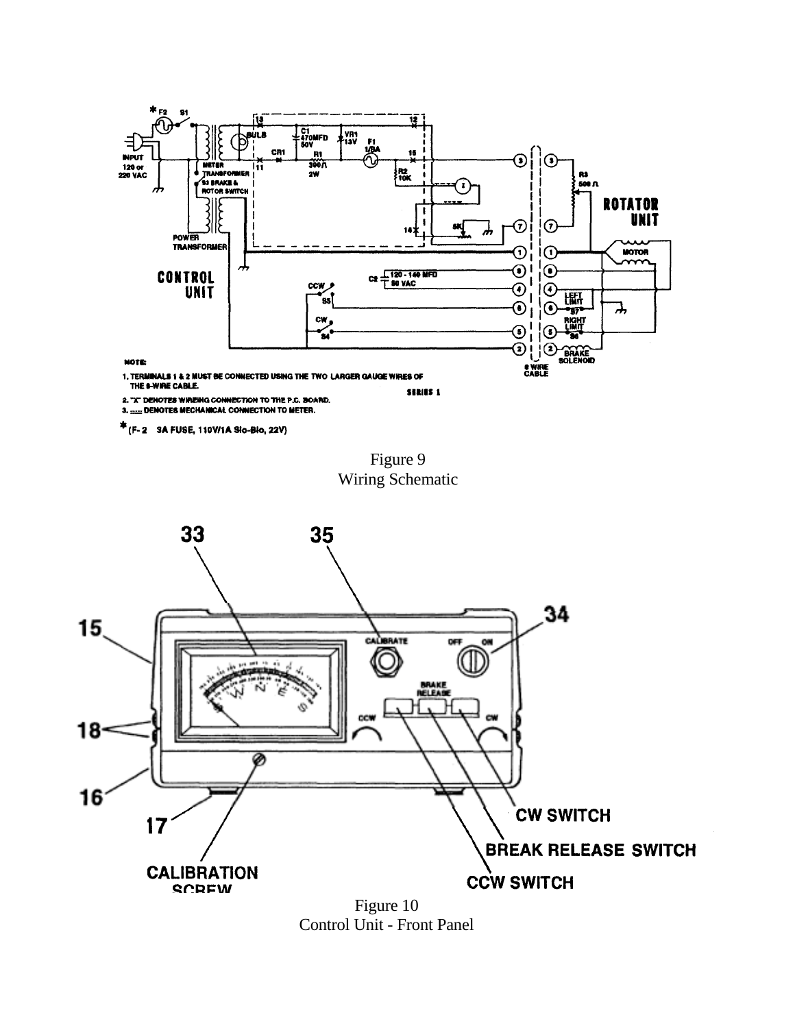Figure 9
Wiring Schematic

Figure 10
Control Unit - Front Panel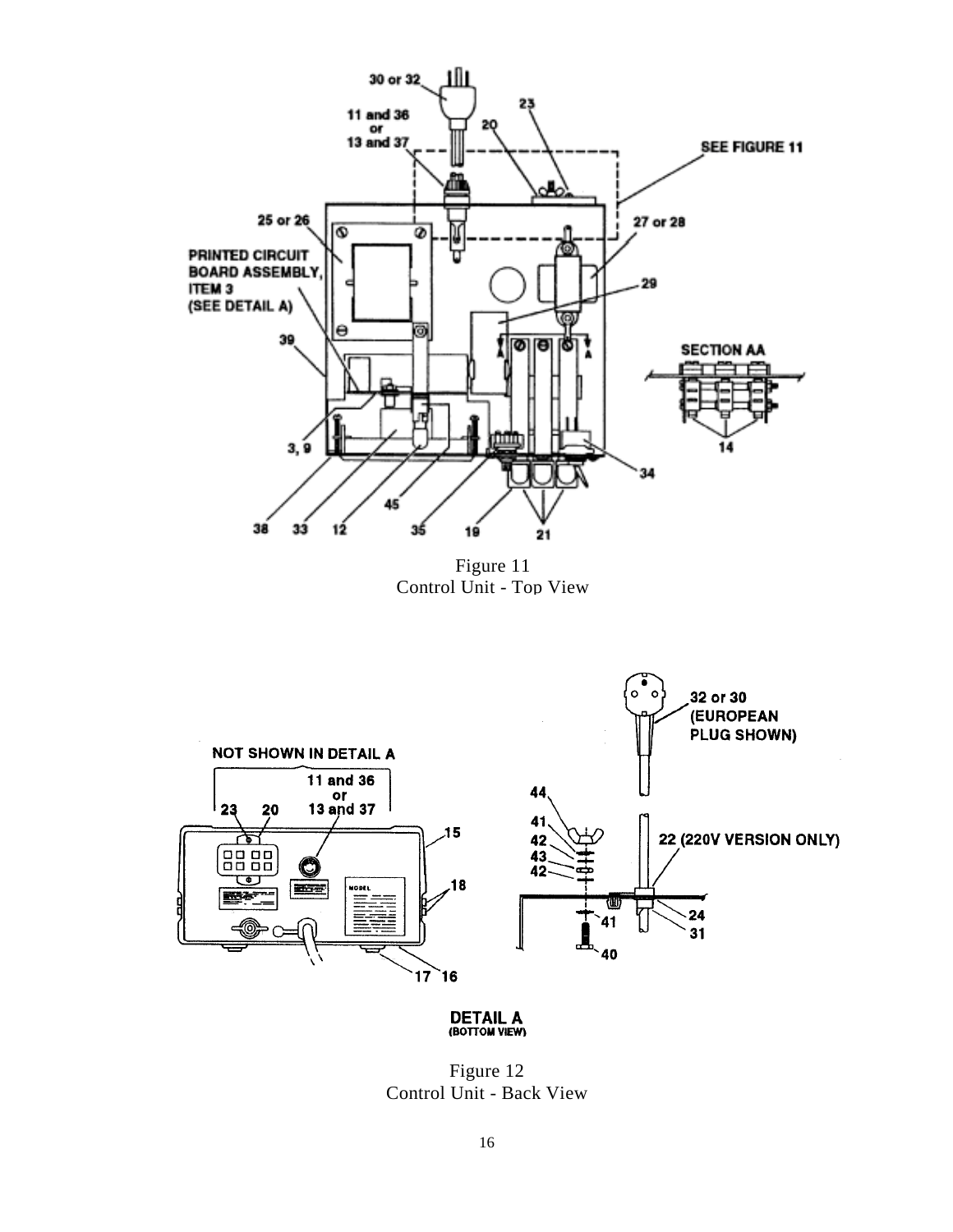Figure 11
Control Unit - Top View

Figure 12
Control Unit - Back View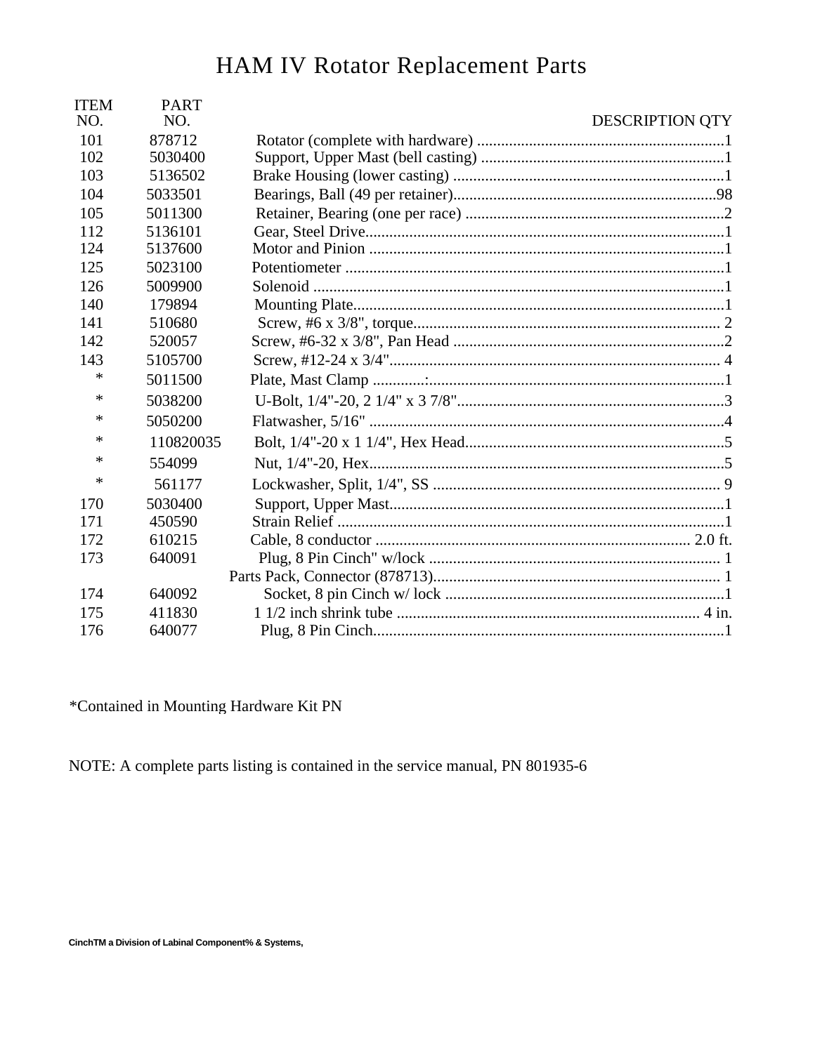# HAM IV Rotator Replacement Parts

| ITEM NO. | PART NO. | DESCRIPTION | QTY |
|---|---|---|---|
| 101 | 878712 | Rotator (complete with hardware) | 1 |
| 102 | 5030400 | Support, Upper Mast (bell casting) | 1 |
| 103 | 5136502 | Brake Housing (lower casting) | 1 |
| 104 | 5033501 | Bearings, Ball (49 per retainer) | 98 |
| 105 | 5011300 | Retainer, Bearing (one per race) | 2 |
| 112 | 5136101 | Gear, Steel Drive | 1 |
| 124 | 5137600 | Motor and Pinion | 1 |
| 125 | 5023100 | Potentiometer | 1 |
| 126 | 5009900 | Solenoid | 1 |
| 140 | 179894 | Mounting Plate | 1 |
| 141 | 510680 | Screw, #6 x 3/8", torque | 2 |
| 142 | 520057 | Screw, #6-32 x 3/8", Pan Head | 2 |
| 143 | 5105700 | Screw, #12-24 x 3/4" | 4 |
| * | 5011500 | Plate, Mast Clamp | 1 |
| * | 5038200 | U-Bolt, 1/4"-20, 2 1/4" x 3 7/8" | 3 |
| * | 5050200 | Flatwasher, 5/16" | 4 |
| * | 110820035 | Bolt, 1/4"-20 x 1 1/4", Hex Head | 5 |
| * | 554099 | Nut, 1/4"-20, Hex | 5 |
| * | 561177 | Lockwasher, Split, 1/4", SS | 9 |
| 170 | 5030400 | Support, Upper Mast | 1 |
| 171 | 450590 | Strain Relief | 1 |
| 172 | 610215 | Cable, 8 conductor | 2.0 ft. |
| 173 | 640091 | Plug, 8 Pin Cinch" w/lock | 1 |
| | | Parts Pack, Connector (878713) | 1 |
| 174 | 640092 | Socket, 8 pin Cinch w/ lock | 1 |
| 175 | 411830 | 1 1/2 inch shrink tube | 4 in. |
| 176 | 640077 | Plug, 8 Pin Cinch | 1 |

*Contained in Mounting Hardware Kit PN

NOTE: A complete parts listing is contained in the service manual, PN 801935-6

**CinchTM a Division of Labinal Component% & Systems,**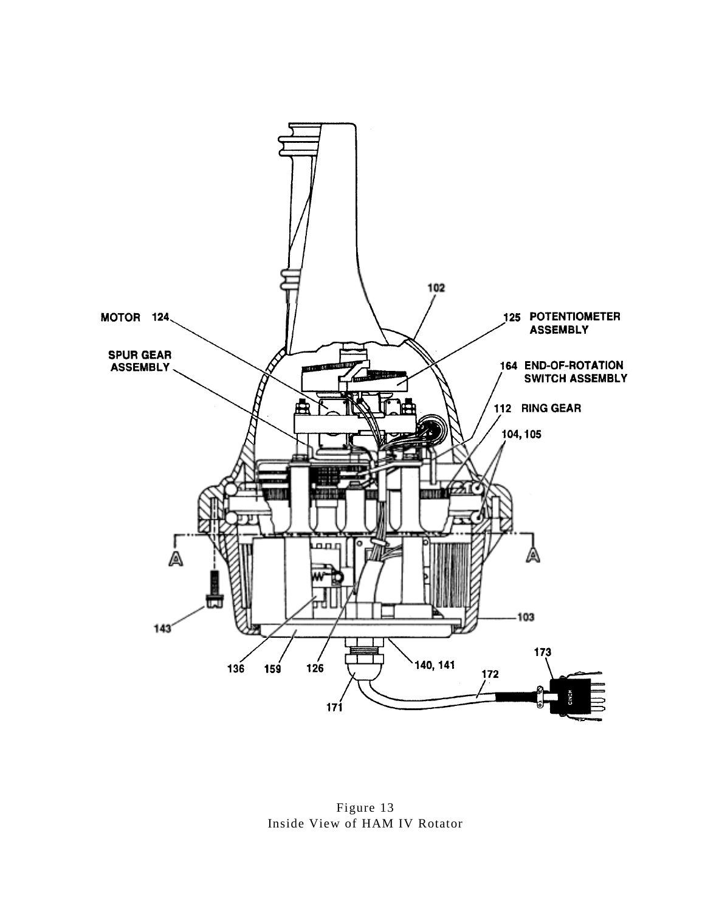MOTOR 124

SPUR GEAR ASSEMBLY

102

125 POTENTIOMETER ASSEMBLY

164 END-OF-ROTATION SWITCH ASSEMBLY

112 RING GEAR

104, 105

A

A

143

103

136

159

126

140, 141

171

172

173

Figure 13
Inside View of HAM IV Rotator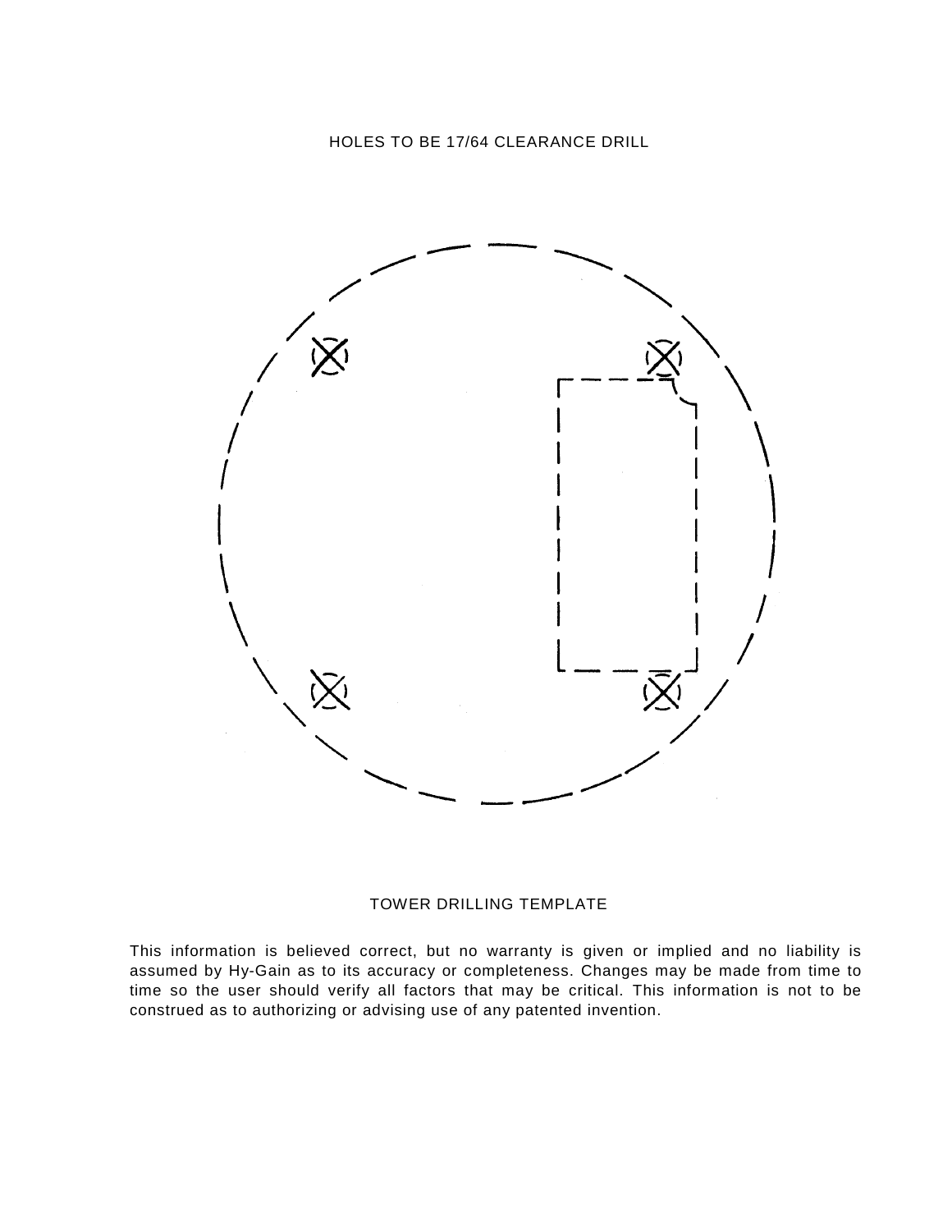HOLES TO BE 17/64 CLEARANCE DRILL

TOWER DRILLING TEMPLATE

This information is believed correct, but no warranty is given or implied and no liability is assumed by Hy-Gain as to its accuracy or completeness. Changes may be made from time to time so the user should verify all factors that may be critical. This information is not to be construed as to authorizing or advising use of any patented invention.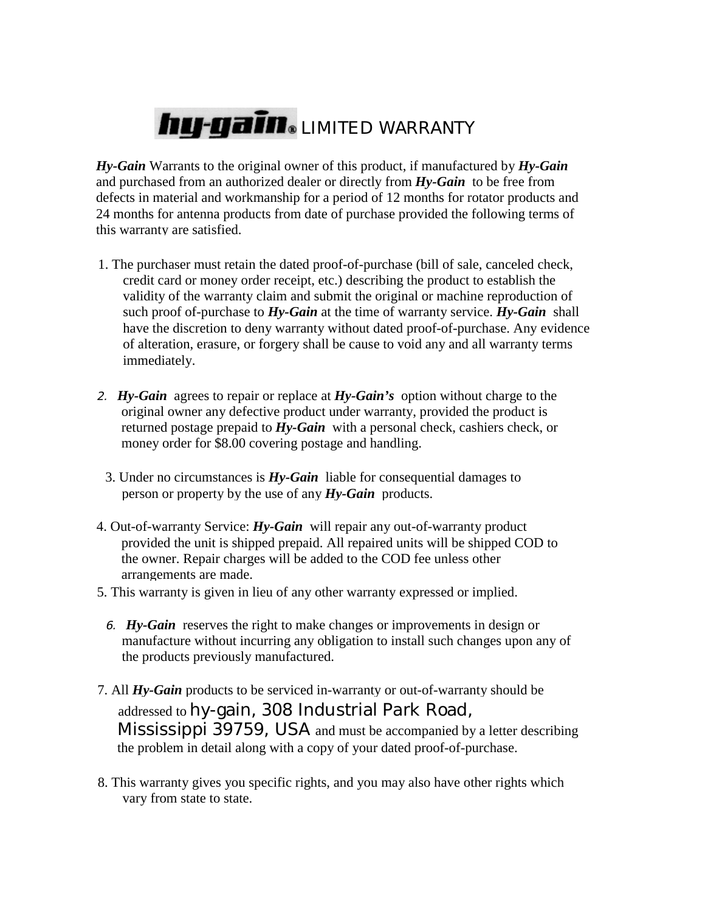# hy-gain® LIMITED WARRANTY

***Hy-Gain*** Warrants to the original owner of this product, if manufactured by ***Hy-Gain*** and purchased from an authorized dealer or directly from ***Hy-Gain*** to be free from defects in material and workmanship for a period of 12 months for rotator products and 24 months for antenna products from date of purchase provided the following terms of this warranty are satisfied.

1. The purchaser must retain the dated proof-of-purchase (bill of sale, canceled check, credit card or money order receipt, etc.) describing the product to establish the validity of the warranty claim and submit the original or machine reproduction of such proof of-purchase to ***Hy-Gain*** at the time of warranty service. ***Hy-Gain*** shall have the discretion to deny warranty without dated proof-of-purchase. Any evidence of alteration, erasure, or forgery shall be cause to void any and all warranty terms immediately.

2. ***Hy-Gain*** agrees to repair or replace at ***Hy-Gain's*** option without charge to the original owner any defective product under warranty, provided the product is returned postage prepaid to ***Hy-Gain*** with a personal check, cashiers check, or money order for $8.00 covering postage and handling.

3. Under no circumstances is ***Hy-Gain*** liable for consequential damages to person or property by the use of any ***Hy-Gain*** products.

4. Out-of-warranty Service: ***Hy-Gain*** will repair any out-of-warranty product provided the unit is shipped prepaid. All repaired units will be shipped COD to the owner. Repair charges will be added to the COD fee unless other arrangements are made.

5. This warranty is given in lieu of any other warranty expressed or implied.

6. ***Hy-Gain*** reserves the right to make changes or improvements in design or manufacture without incurring any obligation to install such changes upon any of the products previously manufactured.

7. All ***Hy-Gain*** products to be serviced in-warranty or out-of-warranty should be addressed to hy-gain, 308 Industrial Park Road, Mississippi 39759, USA and must be accompanied by a letter describing the problem in detail along with a copy of your dated proof-of-purchase.

8. This warranty gives you specific rights, and you may also have other rights which vary from state to state.